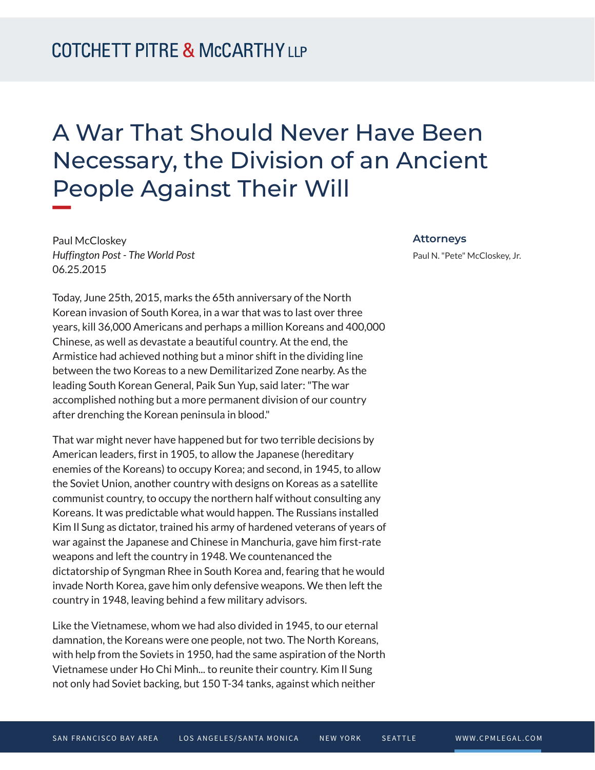# A War That Should Never Have Been Necessary, the Division of an Ancient People Against Their Will

Paul McCloskey
*Huffington Post - The World Post*
06.25.2015

**Attorneys**

Paul N. "Pete" McCloskey, Jr.

Today, June 25th, 2015, marks the 65th anniversary of the North Korean invasion of South Korea, in a war that was to last over three years, kill 36,000 Americans and perhaps a million Koreans and 400,000 Chinese, as well as devastate a beautiful country. At the end, the Armistice had achieved nothing but a minor shift in the dividing line between the two Koreas to a new Demilitarized Zone nearby. As the leading South Korean General, Paik Sun Yup, said later: "The war accomplished nothing but a more permanent division of our country after drenching the Korean peninsula in blood."

That war might never have happened but for two terrible decisions by American leaders, first in 1905, to allow the Japanese (hereditary enemies of the Koreans) to occupy Korea; and second, in 1945, to allow the Soviet Union, another country with designs on Koreas as a satellite communist country, to occupy the northern half without consulting any Koreans. It was predictable what would happen. The Russians installed Kim Il Sung as dictator, trained his army of hardened veterans of years of war against the Japanese and Chinese in Manchuria, gave him first-rate weapons and left the country in 1948. We countenanced the dictatorship of Syngman Rhee in South Korea and, fearing that he would invade North Korea, gave him only defensive weapons. We then left the country in 1948, leaving behind a few military advisors.

Like the Vietnamese, whom we had also divided in 1945, to our eternal damnation, the Koreans were one people, not two. The North Koreans, with help from the Soviets in 1950, had the same aspiration of the North Vietnamese under Ho Chi Minh... to reunite their country. Kim Il Sung not only had Soviet backing, but 150 T-34 tanks, against which neither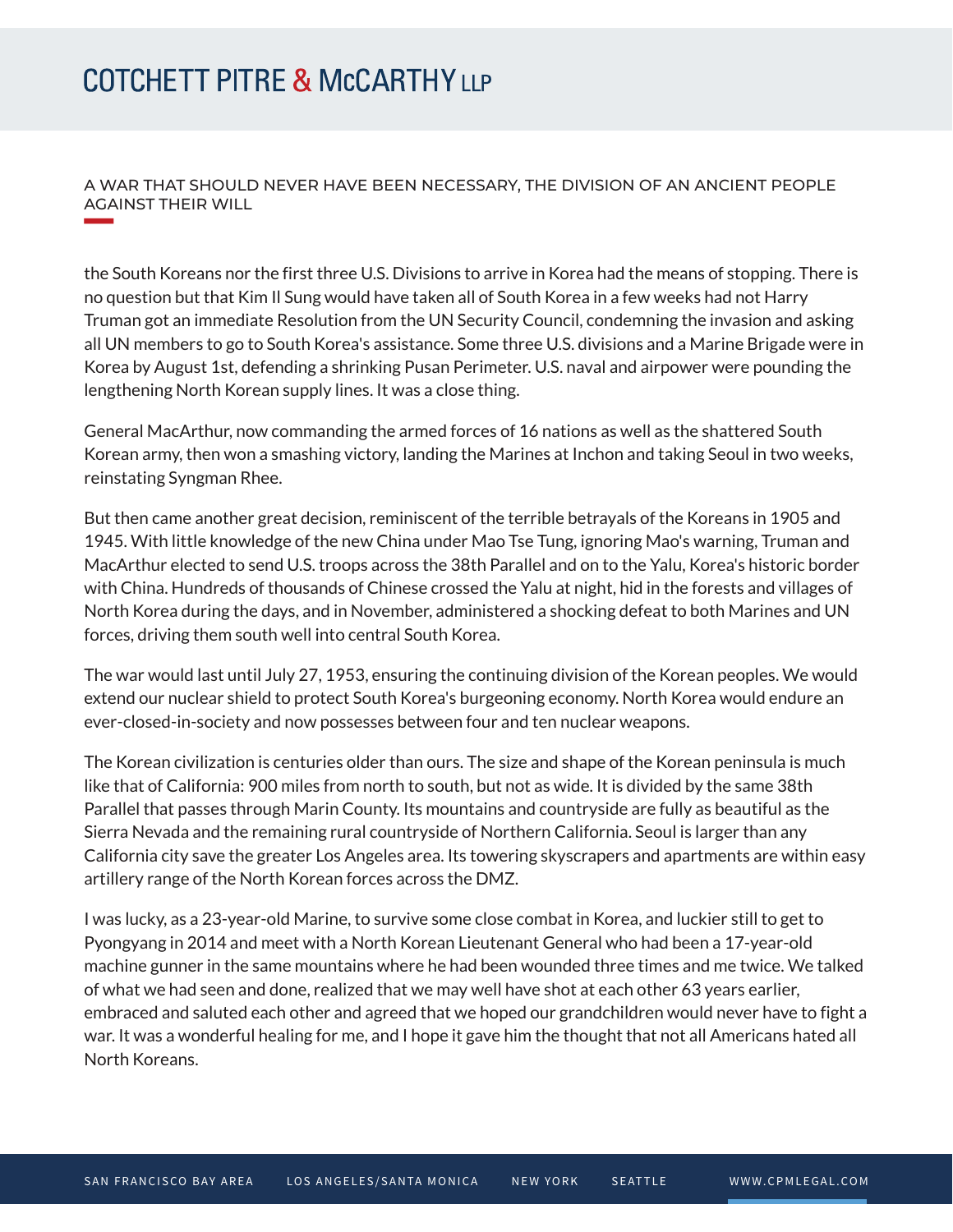the South Koreans nor the first three U.S. Divisions to arrive in Korea had the means of stopping. There is no question but that Kim Il Sung would have taken all of South Korea in a few weeks had not Harry Truman got an immediate Resolution from the UN Security Council, condemning the invasion and asking all UN members to go to South Korea's assistance. Some three U.S. divisions and a Marine Brigade were in Korea by August 1st, defending a shrinking Pusan Perimeter. U.S. naval and airpower were pounding the lengthening North Korean supply lines. It was a close thing.

General MacArthur, now commanding the armed forces of 16 nations as well as the shattered South Korean army, then won a smashing victory, landing the Marines at Inchon and taking Seoul in two weeks, reinstating Syngman Rhee.

But then came another great decision, reminiscent of the terrible betrayals of the Koreans in 1905 and 1945. With little knowledge of the new China under Mao Tse Tung, ignoring Mao's warning, Truman and MacArthur elected to send U.S. troops across the 38th Parallel and on to the Yalu, Korea's historic border with China. Hundreds of thousands of Chinese crossed the Yalu at night, hid in the forests and villages of North Korea during the days, and in November, administered a shocking defeat to both Marines and UN forces, driving them south well into central South Korea.

The war would last until July 27, 1953, ensuring the continuing division of the Korean peoples. We would extend our nuclear shield to protect South Korea's burgeoning economy. North Korea would endure an ever-closed-in-society and now possesses between four and ten nuclear weapons.

The Korean civilization is centuries older than ours. The size and shape of the Korean peninsula is much like that of California: 900 miles from north to south, but not as wide. It is divided by the same 38th Parallel that passes through Marin County. Its mountains and countryside are fully as beautiful as the Sierra Nevada and the remaining rural countryside of Northern California. Seoul is larger than any California city save the greater Los Angeles area. Its towering skyscrapers and apartments are within easy artillery range of the North Korean forces across the DMZ.

I was lucky, as a 23-year-old Marine, to survive some close combat in Korea, and luckier still to get to Pyongyang in 2014 and meet with a North Korean Lieutenant General who had been a 17-year-old machine gunner in the same mountains where he had been wounded three times and me twice. We talked of what we had seen and done, realized that we may well have shot at each other 63 years earlier, embraced and saluted each other and agreed that we hoped our grandchildren would never have to fight a war. It was a wonderful healing for me, and I hope it gave him the thought that not all Americans hated all North Koreans.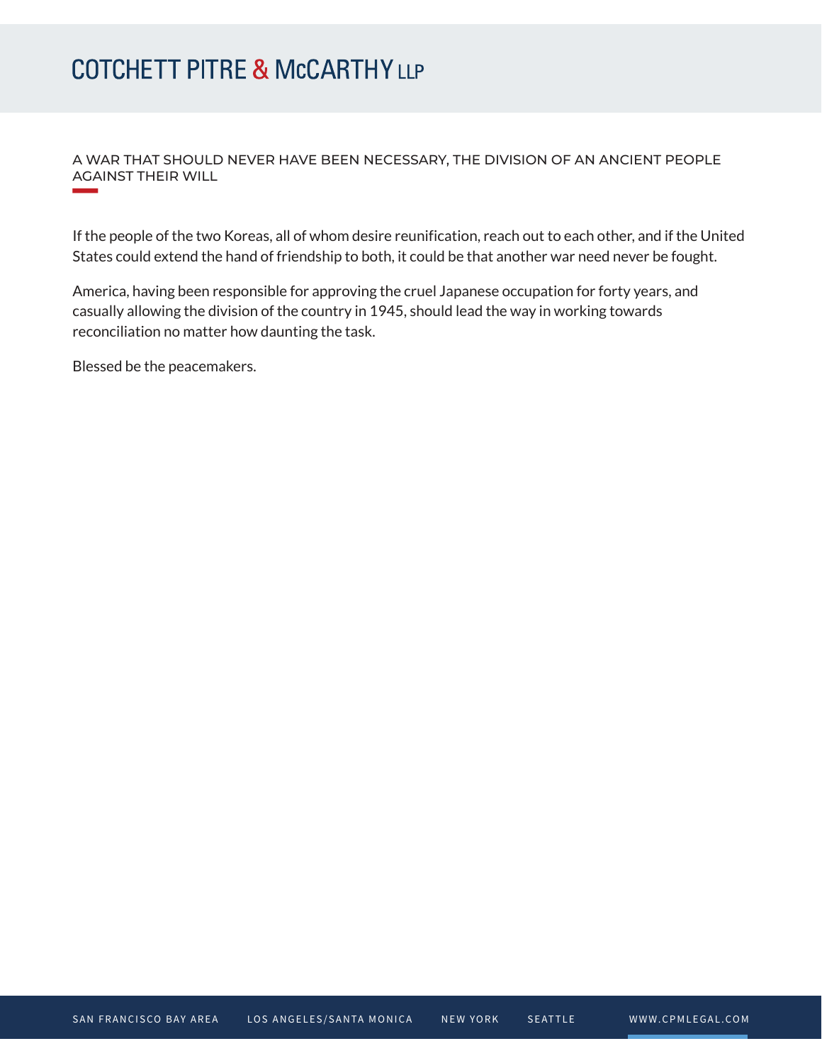A WAR THAT SHOULD NEVER HAVE BEEN NECESSARY, THE DIVISION OF AN ANCIENT PEOPLE AGAINST THEIR WILL

If the people of the two Koreas, all of whom desire reunification, reach out to each other, and if the United States could extend the hand of friendship to both, it could be that another war need never be fought.

America, having been responsible for approving the cruel Japanese occupation for forty years, and casually allowing the division of the country in 1945, should lead the way in working towards reconciliation no matter how daunting the task.

Blessed be the peacemakers.